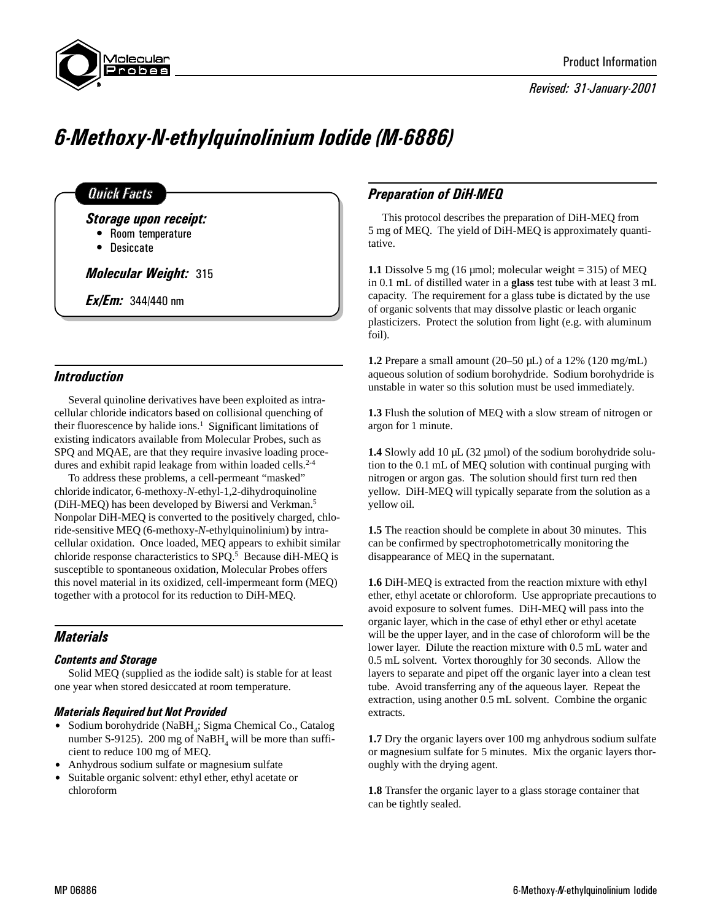Product Information

*Revised: 31-January-2001*

# 6-Methoxy-N-ethylquinolinium Iodide (M-6886)

## Quick Facts

**Storage upon receipt:**
- Room temperature
- Desiccate

**Molecular Weight:** 315

**Ex/Em:** 344/440 nm

## Introduction

Several quinoline derivatives have been exploited as intracellular chloride indicators based on collisional quenching of their fluorescence by halide ions.[1] Significant limitations of existing indicators available from Molecular Probes, such as SPQ and MQAE, are that they require invasive loading procedures and exhibit rapid leakage from within loaded cells.[2-4]

To address these problems, a cell-permeant "masked" chloride indicator, 6-methoxy-*N*-ethyl-1,2-dihydroquinoline (DiH-MEQ) has been developed by Biwersi and Verkman.[5] Nonpolar DiH-MEQ is converted to the positively charged, chloride-sensitive MEQ (6-methoxy-*N*-ethylquinolinium) by intracellular oxidation. Once loaded, MEQ appears to exhibit similar chloride response characteristics to SPQ.[5] Because diH-MEQ is susceptible to spontaneous oxidation, Molecular Probes offers this novel material in its oxidized, cell-impermeant form (MEQ) together with a protocol for its reduction to DiH-MEQ.

## Materials

### Contents and Storage

Solid MEQ (supplied as the iodide salt) is stable for at least one year when stored desiccated at room temperature.

### Materials Required but Not Provided

- Sodium borohydride ($NaBH_4$; Sigma Chemical Co., Catalog number S-9125). 200 mg of $NaBH_4$ will be more than sufficient to reduce 100 mg of MEQ.
- Anhydrous sodium sulfate or magnesium sulfate
- Suitable organic solvent: ethyl ether, ethyl acetate or chloroform

## Preparation of DiH-MEQ

This protocol describes the preparation of DiH-MEQ from 5 mg of MEQ. The yield of DiH-MEQ is approximately quantitative.

**1.1** Dissolve 5 mg (16 µmol; molecular weight = 315) of MEQ in 0.1 mL of distilled water in a **glass** test tube with at least 3 mL capacity. The requirement for a glass tube is dictated by the use of organic solvents that may dissolve plastic or leach organic plasticizers. Protect the solution from light (e.g. with aluminum foil).

**1.2** Prepare a small amount (20–50 µL) of a 12% (120 mg/mL) aqueous solution of sodium borohydride. Sodium borohydride is unstable in water so this solution must be used immediately.

**1.3** Flush the solution of MEQ with a slow stream of nitrogen or argon for 1 minute.

**1.4** Slowly add 10 µL (32 µmol) of the sodium borohydride solution to the 0.1 mL of MEQ solution with continual purging with nitrogen or argon gas. The solution should first turn red then yellow. DiH-MEQ will typically separate from the solution as a yellow oil.

**1.5** The reaction should be complete in about 30 minutes. This can be confirmed by spectrophotometrically monitoring the disappearance of MEQ in the supernatant.

**1.6** DiH-MEQ is extracted from the reaction mixture with ethyl ether, ethyl acetate or chloroform. Use appropriate precautions to avoid exposure to solvent fumes. DiH-MEQ will pass into the organic layer, which in the case of ethyl ether or ethyl acetate will be the upper layer, and in the case of chloroform will be the lower layer. Dilute the reaction mixture with 0.5 mL water and 0.5 mL solvent. Vortex thoroughly for 30 seconds. Allow the layers to separate and pipet off the organic layer into a clean test tube. Avoid transferring any of the aqueous layer. Repeat the extraction, using another 0.5 mL solvent. Combine the organic extracts.

**1.7** Dry the organic layers over 100 mg anhydrous sodium sulfate or magnesium sulfate for 5 minutes. Mix the organic layers thoroughly with the drying agent.

**1.8** Transfer the organic layer to a glass storage container that can be tightly sealed.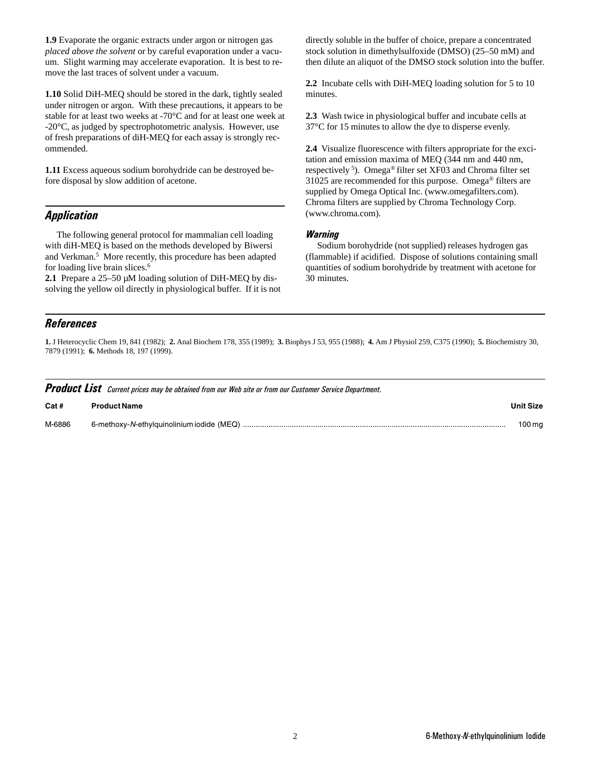**1.9** Evaporate the organic extracts under argon or nitrogen gas *placed above the solvent* or by careful evaporation under a vacuum. Slight warming may accelerate evaporation. It is best to remove the last traces of solvent under a vacuum.

**1.10** Solid DiH-MEQ should be stored in the dark, tightly sealed under nitrogen or argon. With these precautions, it appears to be stable for at least two weeks at -70°C and for at least one week at -20°C, as judged by spectrophotometric analysis. However, use of fresh preparations of diH-MEQ for each assay is strongly recommended.

**1.11** Excess aqueous sodium borohydride can be destroyed before disposal by slow addition of acetone.

## Application

The following general protocol for mammalian cell loading with diH-MEQ is based on the methods developed by Biwersi and Verkman.[5] More recently, this procedure has been adapted for loading live brain slices.[6]

**2.1** Prepare a 25–50 μM loading solution of DiH-MEQ by dissolving the yellow oil directly in physiological buffer. If it is not directly soluble in the buffer of choice, prepare a concentrated stock solution in dimethylsulfoxide (DMSO) (25–50 mM) and then dilute an aliquot of the DMSO stock solution into the buffer.

**2.2** Incubate cells with DiH-MEQ loading solution for 5 to 10 minutes.

**2.3** Wash twice in physiological buffer and incubate cells at 37°C for 15 minutes to allow the dye to disperse evenly.

**2.4** Visualize fluorescence with filters appropriate for the excitation and emission maxima of MEQ (344 nm and 440 nm, respectively [5]). Omega® filter set XF03 and Chroma filter set 31025 are recommended for this purpose. Omega® filters are supplied by Omega Optical Inc. (www.omegafilters.com). Chroma filters are supplied by Chroma Technology Corp. (www.chroma.com).

### Warning

Sodium borohydride (not supplied) releases hydrogen gas (flammable) if acidified. Dispose of solutions containing small quantities of sodium borohydride by treatment with acetone for 30 minutes.

## References

**1.** J Heterocyclic Chem 19, 841 (1982); **2.** Anal Biochem 178, 355 (1989); **3.** Biophys J 53, 955 (1988); **4.** Am J Physiol 259, C375 (1990); **5.** Biochemistry 30, 7879 (1991); **6.** Methods 18, 197 (1999).

## Product List

*Current prices may be obtained from our Web site or from our Customer Service Department.*

| Cat # | Product Name | Unit Size |
|---|---|---|
| M-6886 | 6-methoxy-*N*-ethylquinolinium iodide (MEQ) | 100 mg |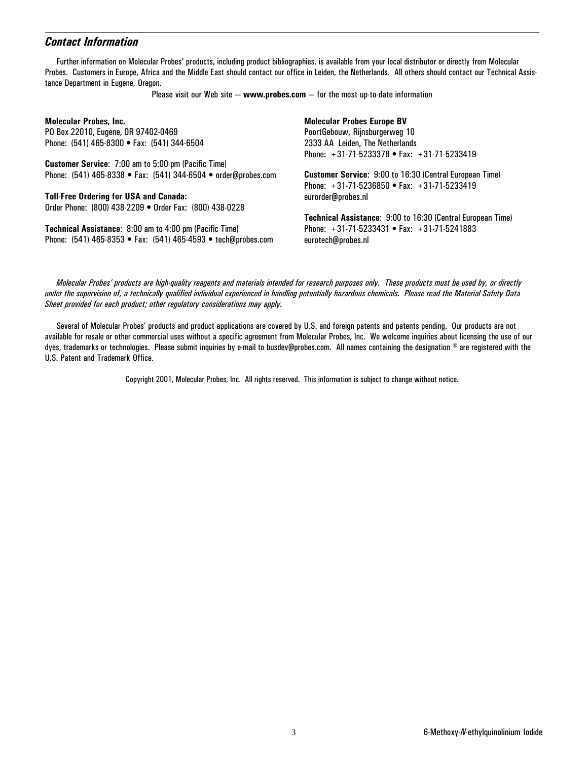## *Contact Information*

Further information on Molecular Probes' products, including product bibliographies, is available from your local distributor or directly from Molecular Probes. Customers in Europe, Africa and the Middle East should contact our office in Leiden, the Netherlands. All others should contact our Technical Assistance Department in Eugene, Oregon.

Please visit our Web site — **www.probes.com** — for the most up-to-date information

**Molecular Probes, Inc.**
PO Box 22010, Eugene, OR 97402-0469
Phone: (541) 465-8300 • Fax: (541) 344-6504

**Customer Service**: 7:00 am to 5:00 pm (Pacific Time)
Phone: (541) 465-8338 • Fax: (541) 344-6504 • order@probes.com

**Toll-Free Ordering for USA and Canada:**
Order Phone: (800) 438-2209 • Order Fax: (800) 438-0228

**Technical Assistance**: 8:00 am to 4:00 pm (Pacific Time)
Phone: (541) 465-8353 • Fax: (541) 465-4593 • tech@probes.com

**Molecular Probes Europe BV**
PoortGebouw, Rijnsburgerweg 10
2333 AA Leiden, The Netherlands
Phone: +31-71-5233378 • Fax: +31-71-5233419

**Customer Service**: 9:00 to 16:30 (Central European Time)
Phone: +31-71-5236850 • Fax: +31-71-5233419
eurorder@probes.nl

**Technical Assistance**: 9:00 to 16:30 (Central European Time)
Phone: +31-71-5233431 • Fax: +31-71-5241883
eurotech@probes.nl

*Molecular Probes' products are high-quality reagents and materials intended for research purposes only. These products must be used by, or directly under the supervision of, a technically qualified individual experienced in handling potentially hazardous chemicals. Please read the Material Safety Data Sheet provided for each product; other regulatory considerations may apply.*

Several of Molecular Probes' products and product applications are covered by U.S. and foreign patents and patents pending. Our products are not available for resale or other commercial uses without a specific agreement from Molecular Probes, Inc. We welcome inquiries about licensing the use of our dyes, trademarks or technologies. Please submit inquiries by e-mail to busdev@probes.com. All names containing the designation ® are registered with the U.S. Patent and Trademark Office.

Copyright 2001, Molecular Probes, Inc. All rights reserved. This information is subject to change without notice.